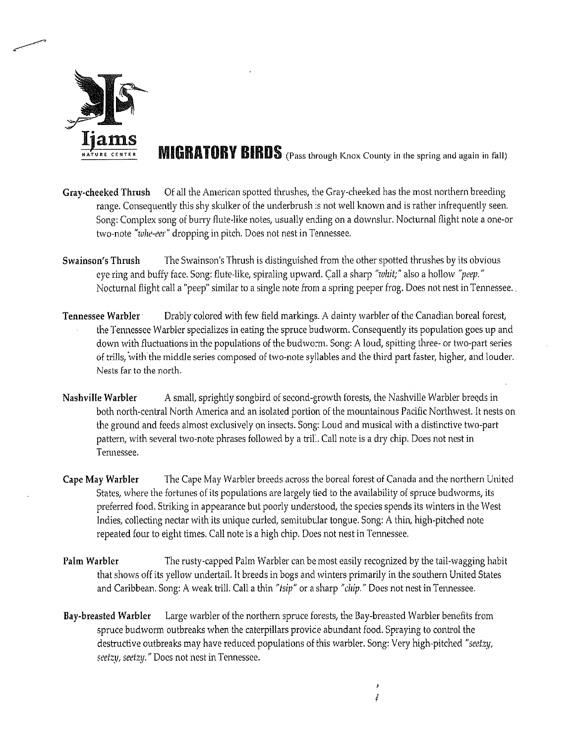Ijams
NATURE CENTER

# MIGRATORY BIRDS (Pass through Knox County in the spring and again in fall)

**Gray-cheeked Thrush** Of all the American spotted thrushes, the Gray-cheeked has the most northern breeding range. Consequently this shy skulker of the underbrush is not well known and is rather infrequently seen. Song: Complex song of burry flute-like notes, usually ending on a downslur. Nocturnal flight note a one-or two-note *"whe-eer"* dropping in pitch. Does not nest in Tennessee.

**Swainson's Thrush** The Swainson's Thrush is distinguished from the other spotted thrushes by its obvious eye ring and buffy face. Song: flute-like, spiraling upward. Call a sharp *"whit;"* also a hollow *"peep."* Nocturnal flight call a "peep" similar to a single note from a spring peeper frog. Does not nest in Tennessee.

**Tennessee Warbler** Drably colored with few field markings. A dainty warbler of the Canadian boreal forest, the Tennessee Warbler specializes in eating the spruce budworm. Consequently its population goes up and down with fluctuations in the populations of the budworm. Song: A loud, spitting three- or two-part series of trills, with the middle series composed of two-note syllables and the third part faster, higher, and louder. Nests far to the north.

**Nashville Warbler** A small, sprightly songbird of second-growth forests, the Nashville Warbler breeds in both north-central North America and an isolated portion of the mountainous Pacific Northwest. It nests on the ground and feeds almost exclusively on insects. Song: Loud and musical with a distinctive two-part pattern, with several two-note phrases followed by a trill. Call note is a dry chip. Does not nest in Tennessee.

**Cape May Warbler** The Cape May Warbler breeds across the boreal forest of Canada and the northern United States, where the fortunes of its populations are largely tied to the availability of spruce budworms, its preferred food. Striking in appearance but poorly understood, the species spends its winters in the West Indies, collecting nectar with its unique curled, semitubular tongue. Song: A thin, high-pitched note repeated four to eight times. Call note is a high chip. Does not nest in Tennessee.

**Palm Warbler** The rusty-capped Palm Warbler can be most easily recognized by the tail-wagging habit that shows off its yellow undertail. It breeds in bogs and winters primarily in the southern United States and Caribbean. Song: A weak trill. Call a thin *"tsip"* or a sharp *"chip."* Does not nest in Tennessee.

**Bay-breasted Warbler** Large warbler of the northern spruce forests, the Bay-breasted Warbler benefits from spruce budworm outbreaks when the caterpillars provide abundant food. Spraying to control the destructive outbreaks may have reduced populations of this warbler. Song: Very high-pitched *"seetzy, seetzy, seetzy."* Does not nest in Tennessee.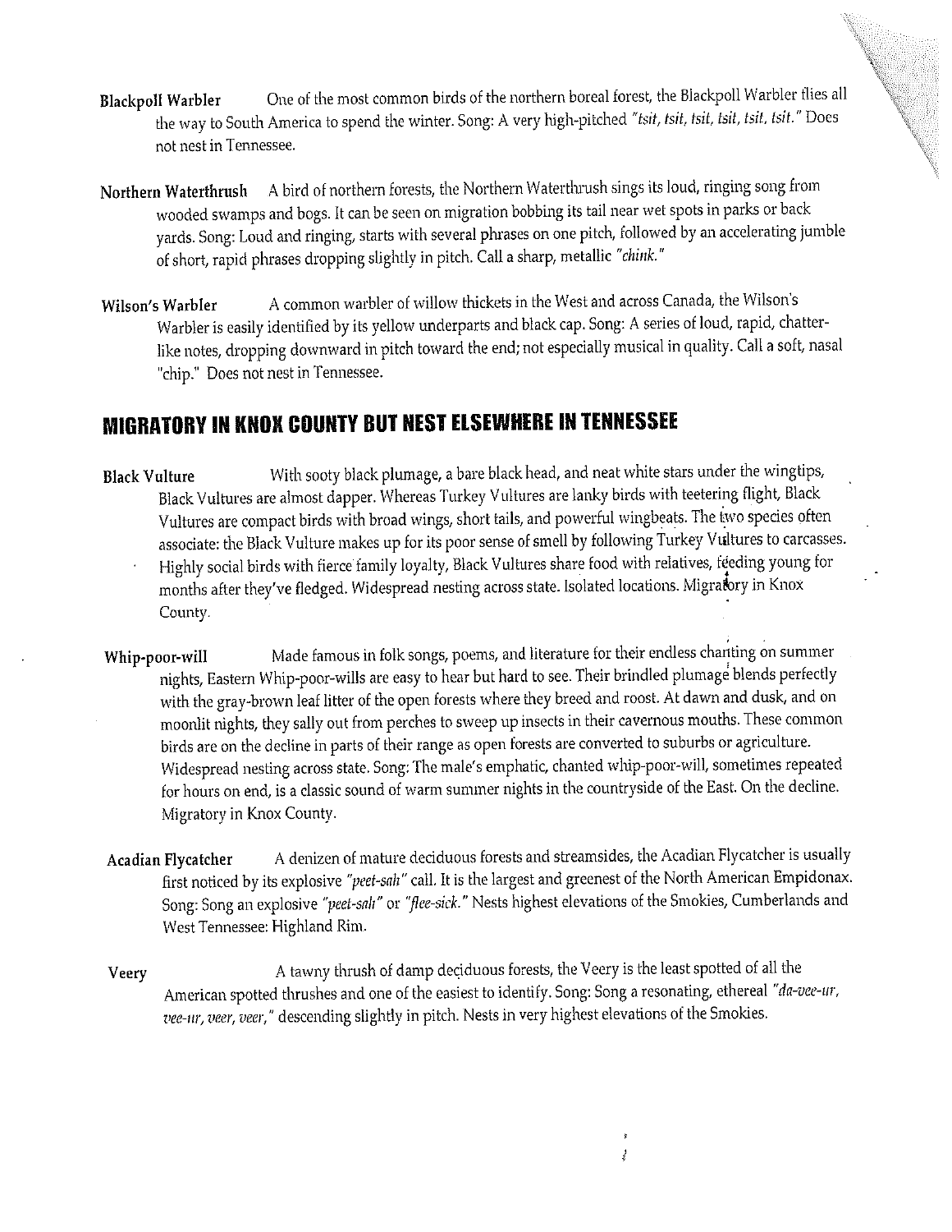**Blackpoll Warbler** One of the most common birds of the northern boreal forest, the Blackpoll Warbler flies all the way to South America to spend the winter. Song: A very high-pitched *"tsit, tsit, tsit, tsit, tsit, tsit."* Does not nest in Tennessee.

**Northern Waterthrush** A bird of northern forests, the Northern Waterthrush sings its loud, ringing song from wooded swamps and bogs. It can be seen on migration bobbing its tail near wet spots in parks or back yards. Song: Loud and ringing, starts with several phrases on one pitch, followed by an accelerating jumble of short, rapid phrases dropping slightly in pitch. Call a sharp, metallic *"chink."*

**Wilson's Warbler** A common warbler of willow thickets in the West and across Canada, the Wilson's Warbler is easily identified by its yellow underparts and black cap. Song: A series of loud, rapid, chatter-like notes, dropping downward in pitch toward the end; not especially musical in quality. Call a soft, nasal "chip." Does not nest in Tennessee.

## MIGRATORY IN KNOX COUNTY BUT NEST ELSEWHERE IN TENNESSEE

**Black Vulture** With sooty black plumage, a bare black head, and neat white stars under the wingtips, Black Vultures are almost dapper. Whereas Turkey Vultures are lanky birds with teetering flight, Black Vultures are compact birds with broad wings, short tails, and powerful wingbeats. The two species often associate: the Black Vulture makes up for its poor sense of smell by following Turkey Vultures to carcasses. Highly social birds with fierce family loyalty, Black Vultures share food with relatives, feeding young for months after they've fledged. Widespread nesting across state. Isolated locations. Migratory in Knox County.

**Whip-poor-will** Made famous in folk songs, poems, and literature for their endless chanting on summer nights, Eastern Whip-poor-wills are easy to hear but hard to see. Their brindled plumage blends perfectly with the gray-brown leaf litter of the open forests where they breed and roost. At dawn and dusk, and on moonlit nights, they sally out from perches to sweep up insects in their cavernous mouths. These common birds are on the decline in parts of their range as open forests are converted to suburbs or agriculture. Widespread nesting across state. Song: The male's emphatic, chanted whip-poor-will, sometimes repeated for hours on end, is a classic sound of warm summer nights in the countryside of the East. On the decline. Migratory in Knox County.

**Acadian Flycatcher** A denizen of mature deciduous forests and streamsides, the Acadian Flycatcher is usually first noticed by its explosive *"peet-sah"* call. It is the largest and greenest of the North American Empidonax. Song: Song an explosive *"peet-sah"* or *"flee-sick."* Nests highest elevations of the Smokies, Cumberlands and West Tennessee: Highland Rim.

**Veery** A tawny thrush of damp deciduous forests, the Veery is the least spotted of all the American spotted thrushes and one of the easiest to identify. Song: Song a resonating, ethereal *"da-vee-ur, vee-ur, veer, veer,"* descending slightly in pitch. Nests in very highest elevations of the Smokies.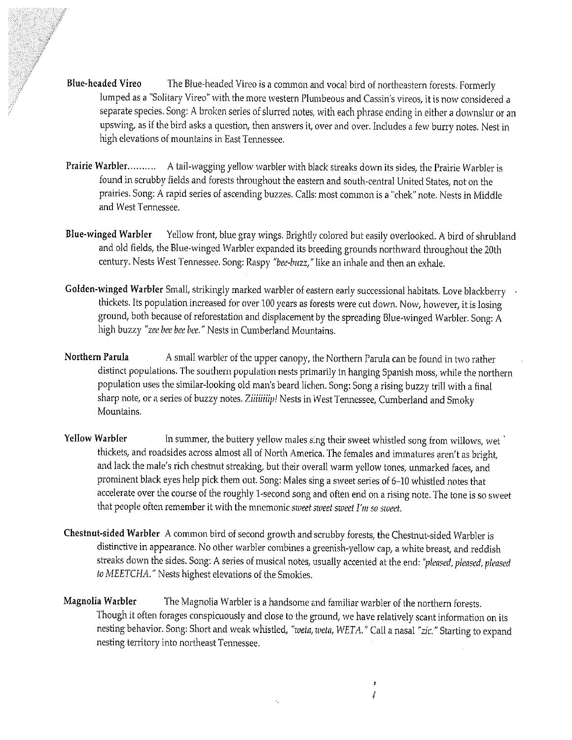**Blue-headed Vireo** The Blue-headed Vireo is a common and vocal bird of northeastern forests. Formerly lumped as a "Solitary Vireo" with the more western Plumbeous and Cassin's vireos, it is now considered a separate species. Song: A broken series of slurred notes, with each phrase ending in either a downslur or an upswing, as if the bird asks a question, then answers it, over and over. Includes a few burry notes. Nest in high elevations of mountains in East Tennessee.

**Prairie Warbler..........** A tail-wagging yellow warbler with black streaks down its sides, the Prairie Warbler is found in scrubby fields and forests throughout the eastern and south-central United States, not on the prairies. Song: A rapid series of ascending buzzes. Calls: most common is a "chek" note. Nests in Middle and West Tennessee.

**Blue-winged Warbler** Yellow front, blue gray wings. Brightly colored but easily overlooked. A bird of shrubland and old fields, the Blue-winged Warbler expanded its breeding grounds northward throughout the 20th century. Nests West Tennessee. Song: Raspy *"bee-buzz,"* like an inhale and then an exhale.

**Golden-winged Warbler** Small, strikingly marked warbler of eastern early successional habitats. Love blackberry thickets. Its population increased for over 100 years as forests were cut down. Now, however, it is losing ground, both because of reforestation and displacement by the spreading Blue-winged Warbler. Song: A high buzzy *"zee bee bee bee."* Nests in Cumberland Mountains.

**Northern Parula** A small warbler of the upper canopy, the Northern Parula can be found in two rather distinct populations. The southern population nests primarily in hanging Spanish moss, while the northern population uses the similar-looking old man's beard lichen. Song: Song a rising buzzy trill with a final sharp note, or a series of buzzy notes. *Ziiiiiiip!* Nests in West Tennessee, Cumberland and Smoky Mountains.

**Yellow Warbler** In summer, the buttery yellow males sing their sweet whistled song from willows, wet thickets, and roadsides across almost all of North America. The females and immatures aren't as bright, and lack the male's rich chestnut streaking, but their overall warm yellow tones, unmarked faces, and prominent black eyes help pick them out. Song: Males sing a sweet series of 6–10 whistled notes that accelerate over the course of the roughly 1-second song and often end on a rising note. The tone is so sweet that people often remember it with the mnemonic *sweet sweet sweet I'm so sweet.*

**Chestnut-sided Warbler** A common bird of second growth and scrubby forests, the Chestnut-sided Warbler is distinctive in appearance. No other warbler combines a greenish-yellow cap, a white breast, and reddish streaks down the sides. Song: A series of musical notes, usually accented at the end: *"pleased, pleased, pleased to MEETCHA."* Nests highest elevations of the Smokies.

**Magnolia Warbler** The Magnolia Warbler is a handsome and familiar warbler of the northern forests. Though it often forages conspicuously and close to the ground, we have relatively scant information on its nesting behavior. Song: Short and weak whistled, *"weta, weta, WETA."* Call a nasal *"zic."* Starting to expand nesting territory into northeast Tennessee.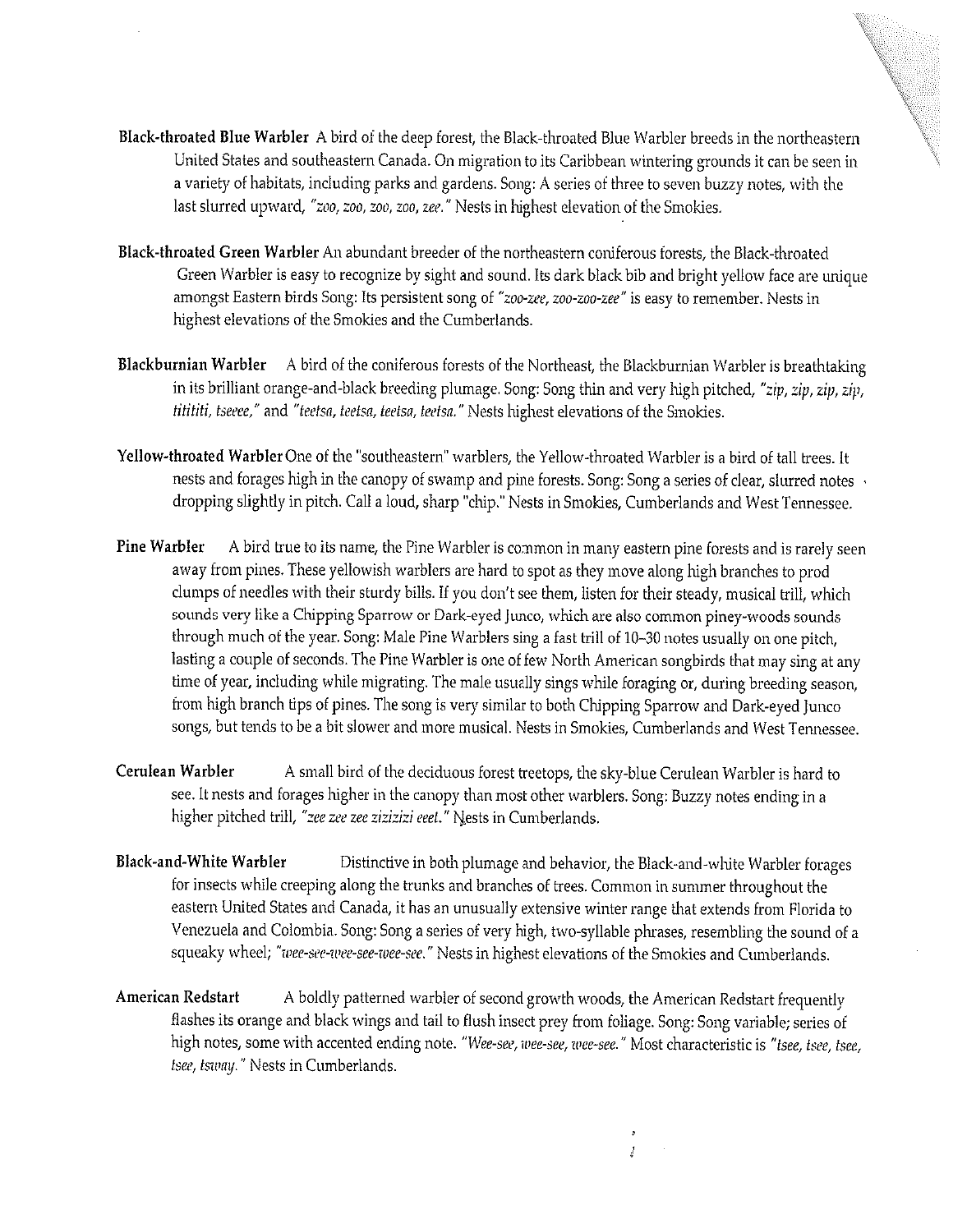**Black-throated Blue Warbler** A bird of the deep forest, the Black-throated Blue Warbler breeds in the northeastern United States and southeastern Canada. On migration to its Caribbean wintering grounds it can be seen in a variety of habitats, including parks and gardens. Song: A series of three to seven buzzy notes, with the last slurred upward, *"zoo, zoo, zoo, zoo, zee."* Nests in highest elevation of the Smokies.

**Black-throated Green Warbler** An abundant breeder of the northeastern coniferous forests, the Black-throated Green Warbler is easy to recognize by sight and sound. Its dark black bib and bright yellow face are unique amongst Eastern birds Song: Its persistent song of *"zoo-zee, zoo-zoo-zee"* is easy to remember. Nests in highest elevations of the Smokies and the Cumberlands.

**Blackburnian Warbler** A bird of the coniferous forests of the Northeast, the Blackburnian Warbler is breathtaking in its brilliant orange-and-black breeding plumage. Song: Song thin and very high pitched, *"zip, zip, zip, zip, titititi, tseeee,"* and *"teetsa, teetsa, teetsa, teetsa."* Nests highest elevations of the Smokies.

**Yellow-throated Warbler** One of the "southeastern" warblers, the Yellow-throated Warbler is a bird of tall trees. It nests and forages high in the canopy of swamp and pine forests. Song: Song a series of clear, slurred notes dropping slightly in pitch. Call a loud, sharp "chip." Nests in Smokies, Cumberlands and West Tennessee.

**Pine Warbler** A bird true to its name, the Pine Warbler is common in many eastern pine forests and is rarely seen away from pines. These yellowish warblers are hard to spot as they move along high branches to prod clumps of needles with their sturdy bills. If you don't see them, listen for their steady, musical trill, which sounds very like a Chipping Sparrow or Dark-eyed Junco, which are also common piney-woods sounds through much of the year. Song: Male Pine Warblers sing a fast trill of 10–30 notes usually on one pitch, lasting a couple of seconds. The Pine Warbler is one of few North American songbirds that may sing at any time of year, including while migrating. The male usually sings while foraging or, during breeding season, from high branch tips of pines. The song is very similar to both Chipping Sparrow and Dark-eyed Junco songs, but tends to be a bit slower and more musical. Nests in Smokies, Cumberlands and West Tennessee.

**Cerulean Warbler** A small bird of the deciduous forest treetops, the sky-blue Cerulean Warbler is hard to see. It nests and forages higher in the canopy than most other warblers. Song: Buzzy notes ending in a higher pitched trill, *"zee zee zee zizizizi eeet."* Nests in Cumberlands.

**Black-and-White Warbler** Distinctive in both plumage and behavior, the Black-and-white Warbler forages for insects while creeping along the trunks and branches of trees. Common in summer throughout the eastern United States and Canada, it has an unusually extensive winter range that extends from Florida to Venezuela and Colombia. Song: Song a series of very high, two-syllable phrases, resembling the sound of a squeaky wheel; *"wee-see-wee-see-wee-see."* Nests in highest elevations of the Smokies and Cumberlands.

**American Redstart** A boldly patterned warbler of second growth woods, the American Redstart frequently flashes its orange and black wings and tail to flush insect prey from foliage. Song: Song variable; series of high notes, some with accented ending note. *"Wee-see, wee-see, wee-see."* Most characteristic is *"tsee, tsee, tsee, tsee, tsway."* Nests in Cumberlands.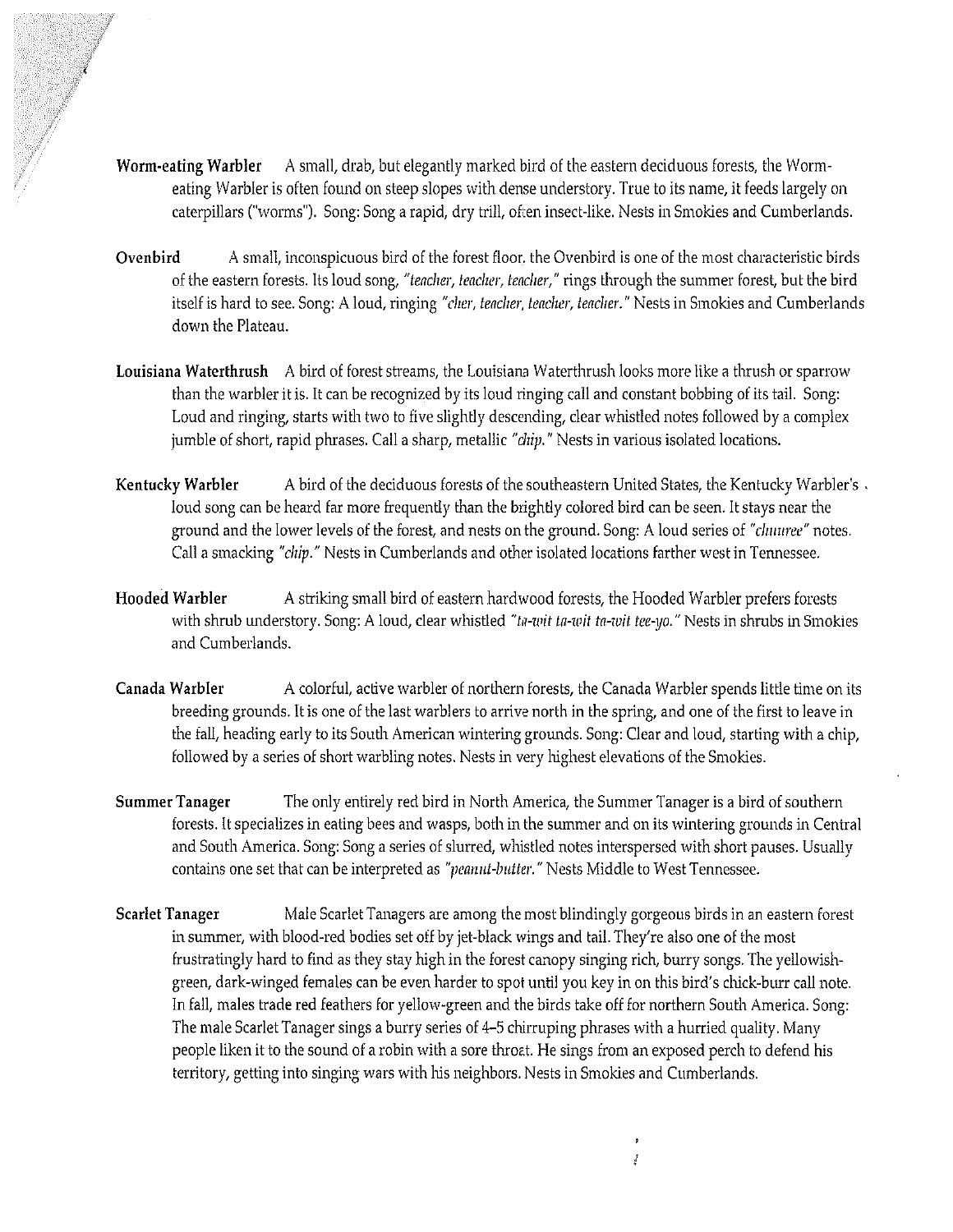**Worm-eating Warbler** A small, drab, but elegantly marked bird of the eastern deciduous forests, the Worm-eating Warbler is often found on steep slopes with dense understory. True to its name, it feeds largely on caterpillars ("worms"). Song: Song a rapid, dry trill, often insect-like. Nests in Smokies and Cumberlands.

**Ovenbird** A small, inconspicuous bird of the forest floor, the Ovenbird is one of the most characteristic birds of the eastern forests. Its loud song, *"teacher, teacher, teacher,"* rings through the summer forest, but the bird itself is hard to see. Song: A loud, ringing *"cher, teacher, teacher, teacher."* Nests in Smokies and Cumberlands down the Plateau.

**Louisiana Waterthrush** A bird of forest streams, the Louisiana Waterthrush looks more like a thrush or sparrow than the warbler it is. It can be recognized by its loud ringing call and constant bobbing of its tail. Song: Loud and ringing, starts with two to five slightly descending, clear whistled notes followed by a complex jumble of short, rapid phrases. Call a sharp, metallic *"chip."* Nests in various isolated locations.

**Kentucky Warbler** A bird of the deciduous forests of the southeastern United States, the Kentucky Warbler's loud song can be heard far more frequently than the brightly colored bird can be seen. It stays near the ground and the lower levels of the forest, and nests on the ground. Song: A loud series of *"churree"* notes. Call a smacking *"chip."* Nests in Cumberlands and other isolated locations farther west in Tennessee.

**Hooded Warbler** A striking small bird of eastern hardwood forests, the Hooded Warbler prefers forests with shrub understory. Song: A loud, clear whistled *"ta-wit ta-wit ta-wit tee-yo."* Nests in shrubs in Smokies and Cumberlands.

**Canada Warbler** A colorful, active warbler of northern forests, the Canada Warbler spends little time on its breeding grounds. It is one of the last warblers to arrive north in the spring, and one of the first to leave in the fall, heading early to its South American wintering grounds. Song: Clear and loud, starting with a chip, followed by a series of short warbling notes. Nests in very highest elevations of the Smokies.

**Summer Tanager** The only entirely red bird in North America, the Summer Tanager is a bird of southern forests. It specializes in eating bees and wasps, both in the summer and on its wintering grounds in Central and South America. Song: Song a series of slurred, whistled notes interspersed with short pauses. Usually contains one set that can be interpreted as *"peanut-butter."* Nests Middle to West Tennessee.

**Scarlet Tanager** Male Scarlet Tanagers are among the most blindingly gorgeous birds in an eastern forest in summer, with blood-red bodies set off by jet-black wings and tail. They're also one of the most frustratingly hard to find as they stay high in the forest canopy singing rich, burry songs. The yellowish-green, dark-winged females can be even harder to spot until you key in on this bird's chick-burr call note. In fall, males trade red feathers for yellow-green and the birds take off for northern South America. Song: The male Scarlet Tanager sings a burry series of 4–5 chirruping phrases with a hurried quality. Many people liken it to the sound of a robin with a sore throat. He sings from an exposed perch to defend his territory, getting into singing wars with his neighbors. Nests in Smokies and Cumberlands.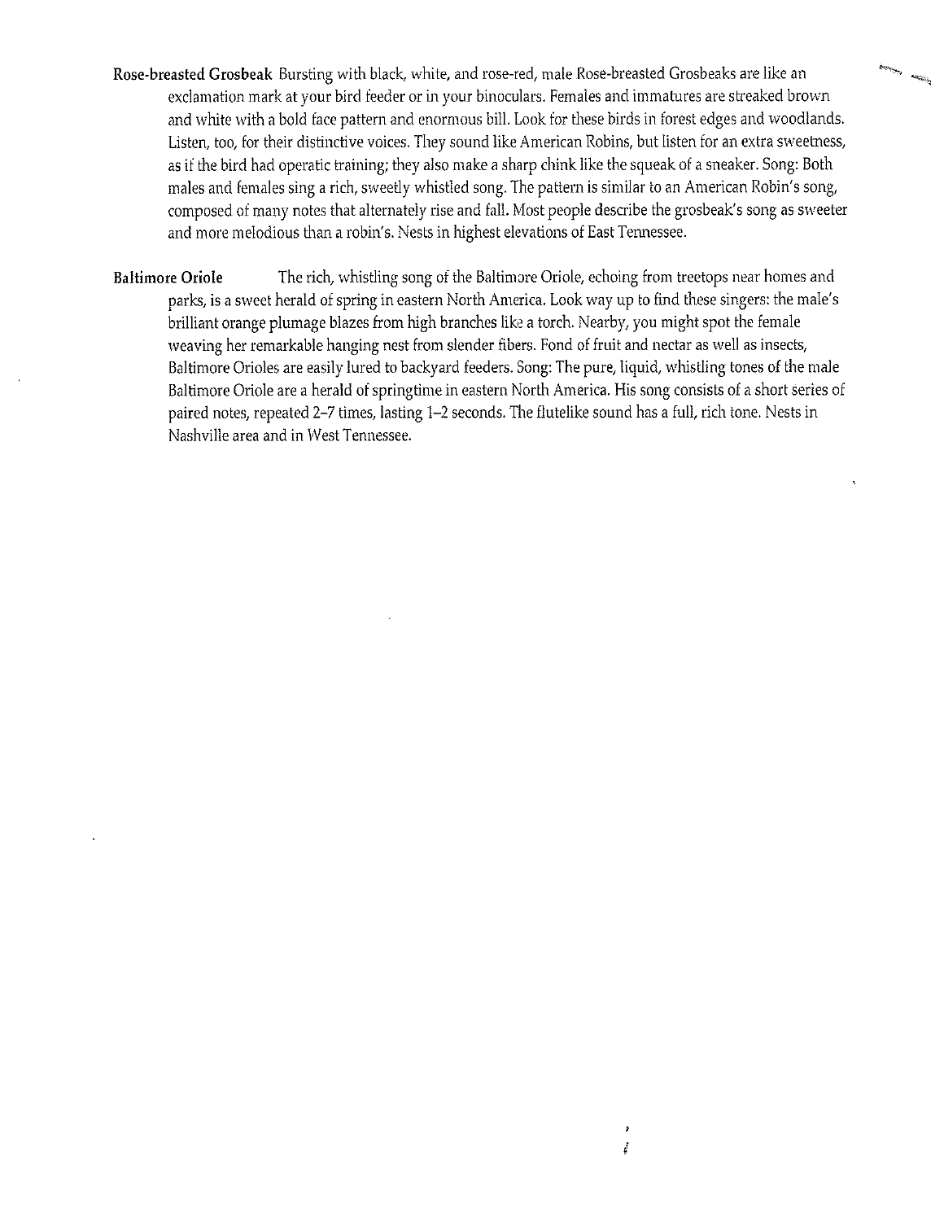**Rose-breasted Grosbeak** Bursting with black, white, and rose-red, male Rose-breasted Grosbeaks are like an exclamation mark at your bird feeder or in your binoculars. Females and immatures are streaked brown and white with a bold face pattern and enormous bill. Look for these birds in forest edges and woodlands. Listen, too, for their distinctive voices. They sound like American Robins, but listen for an extra sweetness, as if the bird had operatic training; they also make a sharp chink like the squeak of a sneaker. Song: Both males and females sing a rich, sweetly whistled song. The pattern is similar to an American Robin's song, composed of many notes that alternately rise and fall. Most people describe the grosbeak's song as sweeter and more melodious than a robin's. Nests in highest elevations of East Tennessee.

**Baltimore Oriole** The rich, whistling song of the Baltimore Oriole, echoing from treetops near homes and parks, is a sweet herald of spring in eastern North America. Look way up to find these singers: the male's brilliant orange plumage blazes from high branches like a torch. Nearby, you might spot the female weaving her remarkable hanging nest from slender fibers. Fond of fruit and nectar as well as insects, Baltimore Orioles are easily lured to backyard feeders. Song: The pure, liquid, whistling tones of the male Baltimore Oriole are a herald of springtime in eastern North America. His song consists of a short series of paired notes, repeated 2–7 times, lasting 1–2 seconds. The flutelike sound has a full, rich tone. Nests in Nashville area and in West Tennessee.